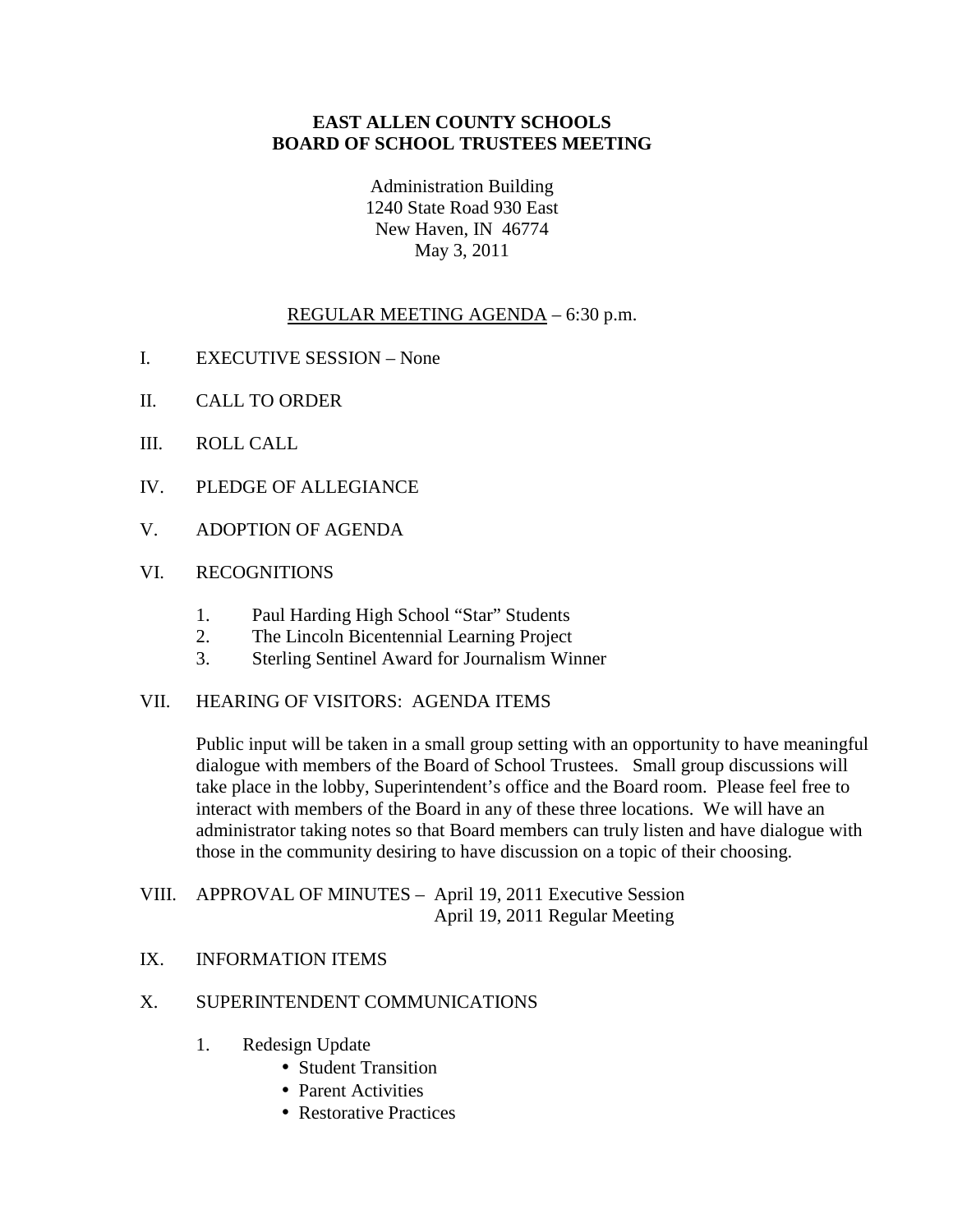# EAST ALLEN COUNTY SCHOOLS
## BOARD OF SCHOOL TRUSTEES MEETING

Administration Building
1240 State Road 930 East
New Haven, IN 46774
May 3, 2011

<u>REGULAR MEETING AGENDA</u> – 6:30 p.m.

I. EXECUTIVE SESSION – None

II. CALL TO ORDER

III. ROLL CALL

IV. PLEDGE OF ALLEGIANCE

V. ADOPTION OF AGENDA

VI. RECOGNITIONS

1. Paul Harding High School "Star" Students
2. The Lincoln Bicentennial Learning Project
3. Sterling Sentinel Award for Journalism Winner

VII. HEARING OF VISITORS: AGENDA ITEMS

Public input will be taken in a small group setting with an opportunity to have meaningful dialogue with members of the Board of School Trustees. Small group discussions will take place in the lobby, Superintendent's office and the Board room. Please feel free to interact with members of the Board in any of these three locations. We will have an administrator taking notes so that Board members can truly listen and have dialogue with those in the community desiring to have discussion on a topic of their choosing.

VIII. APPROVAL OF MINUTES – April 19, 2011 Executive Session
April 19, 2011 Regular Meeting

IX. INFORMATION ITEMS

X. SUPERINTENDENT COMMUNICATIONS

1. Redesign Update
   - Student Transition
   - Parent Activities
   - Restorative Practices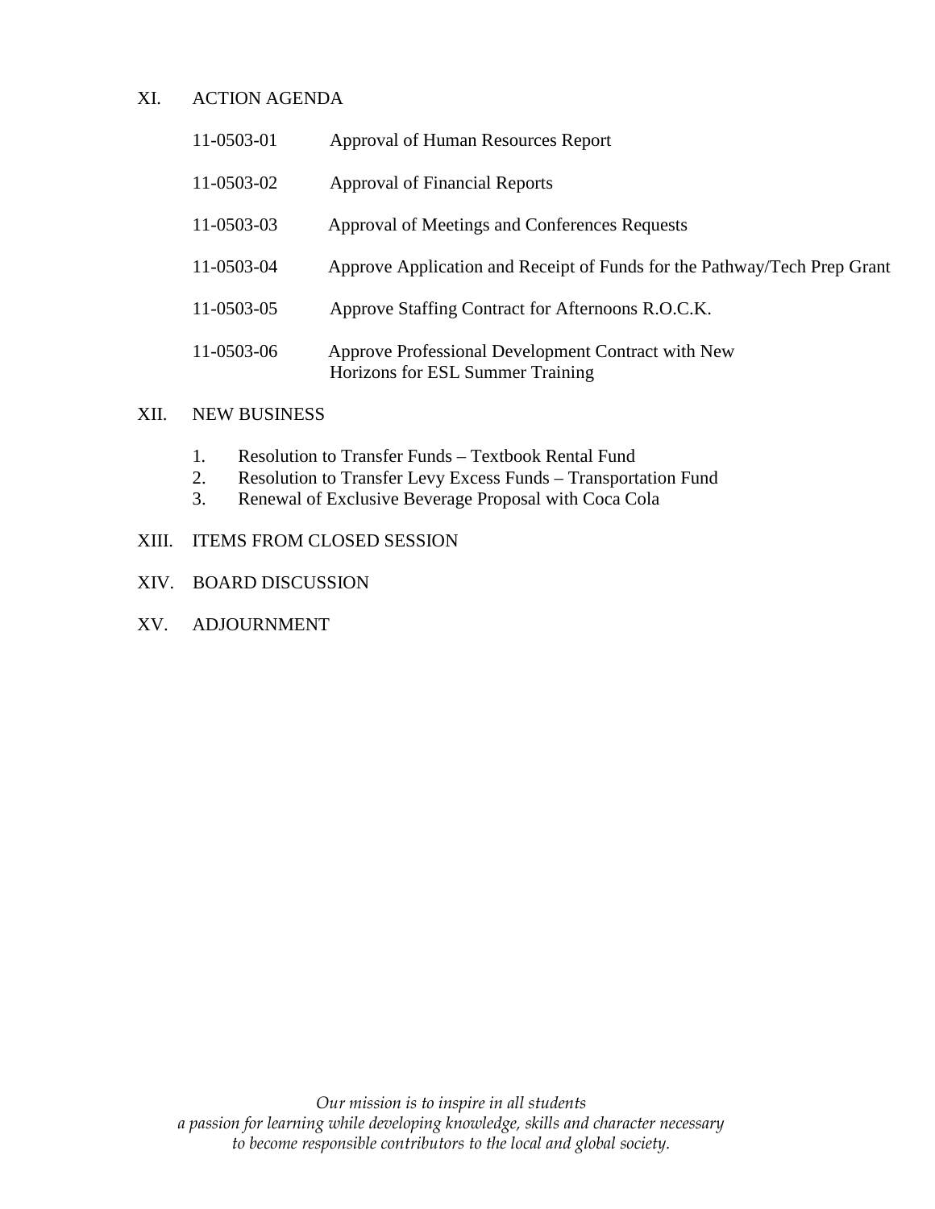## XI. ACTION AGENDA

- 11-0503-01 Approval of Human Resources Report
- 11-0503-02 Approval of Financial Reports
- 11-0503-03 Approval of Meetings and Conferences Requests
- 11-0503-04 Approve Application and Receipt of Funds for the Pathway/Tech Prep Grant
- 11-0503-05 Approve Staffing Contract for Afternoons R.O.C.K.
- 11-0503-06 Approve Professional Development Contract with New Horizons for ESL Summer Training

## XII. NEW BUSINESS

1. Resolution to Transfer Funds – Textbook Rental Fund
2. Resolution to Transfer Levy Excess Funds – Transportation Fund
3. Renewal of Exclusive Beverage Proposal with Coca Cola

## XIII. ITEMS FROM CLOSED SESSION

## XIV. BOARD DISCUSSION

## XV. ADJOURNMENT

*Our mission is to inspire in all students a passion for learning while developing knowledge, skills and character necessary to become responsible contributors to the local and global society.*